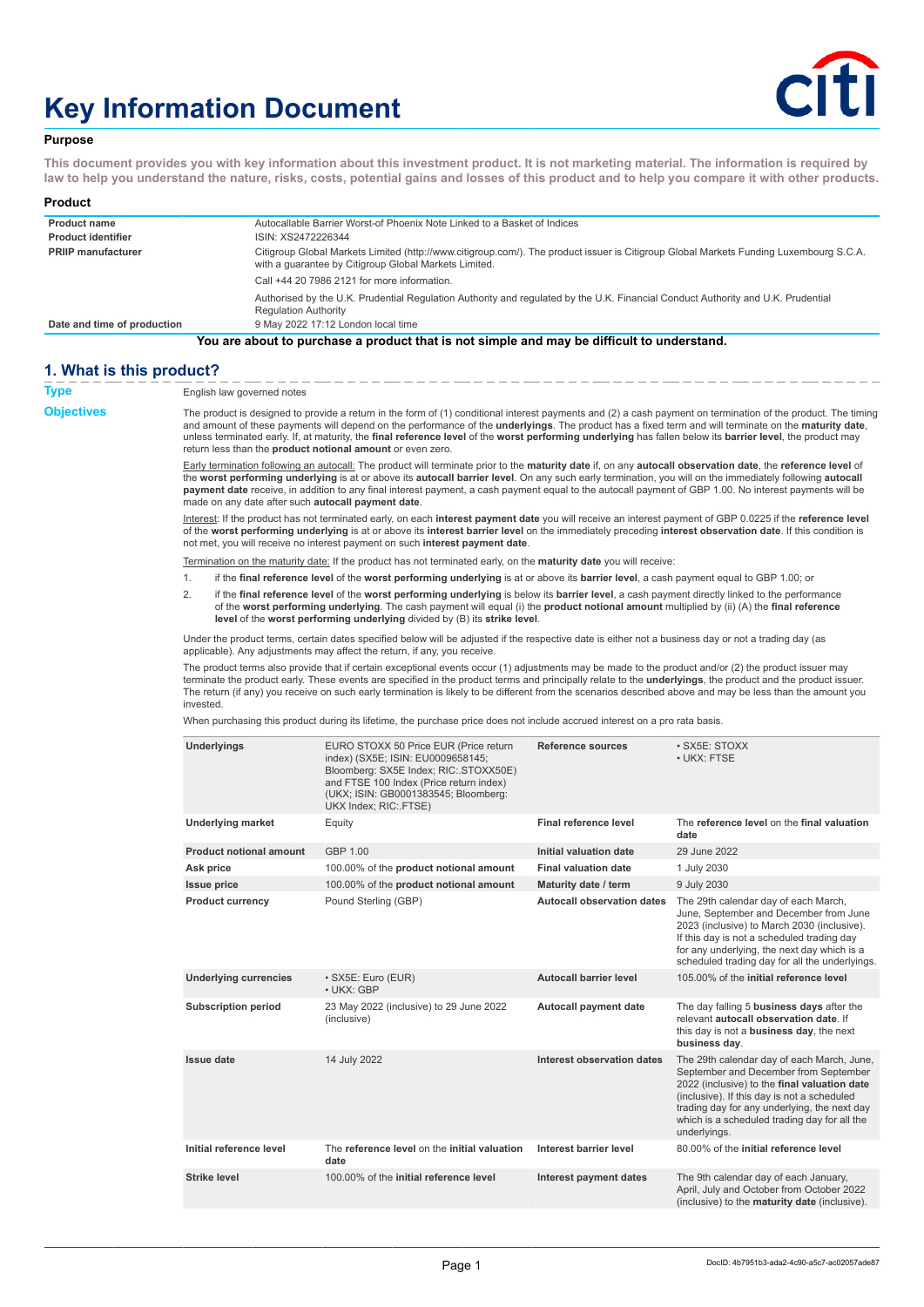# Key Information Document

**Purpose**

**This document provides you with key information about this investment product. It is not marketing material. The information is required by law to help you understand the nature, risks, costs, potential gains and losses of this product and to help you compare it with other products.**

**Product**

| | |
|---|---|
| **Product name** | Autocallable Barrier Worst-of Phoenix Note Linked to a Basket of Indices |
| **Product identifier** | ISIN: XS2472226344 |
| **PRIIP manufacturer** | Citigroup Global Markets Limited (http://www.citigroup.com/). The product issuer is Citigroup Global Markets Funding Luxembourg S.C.A. with a guarantee by Citigroup Global Markets Limited. |
| | Call +44 20 7986 2121 for more information. |
| | Authorised by the U.K. Prudential Regulation Authority and regulated by the U.K. Financial Conduct Authority and U.K. Prudential Regulation Authority |
| **Date and time of production** | 9 May 2022 17:12 London local time |

**You are about to purchase a product that is not simple and may be difficult to understand.**

## 1. What is this product?

**Type**

English law governed notes

**Objectives**

The product is designed to provide a return in the form of (1) conditional interest payments and (2) a cash payment on termination of the product. The timing and amount of these payments will depend on the performance of the **underlyings**. The product has a fixed term and will terminate on the **maturity date**, unless terminated early. If, at maturity, the **final reference level** of the **worst performing underlying** has fallen below its **barrier level**, the product may return less than the **product notional amount** or even zero.

Early termination following an autocall: The product will terminate prior to the **maturity date** if, on any **autocall observation date**, the **reference level** of the **worst performing underlying** is at or above its **autocall barrier level**. On any such early termination, you will on the immediately following **autocall payment date** receive, in addition to any final interest payment, a cash payment equal to the autocall payment of GBP 1.00. No interest payments will be made on any date after such **autocall payment date**.

Interest: If the product has not terminated early, on each **interest payment date** you will receive an interest payment of GBP 0.0225 if the **reference level** of the **worst performing underlying** is at or above its **interest barrier level** on the immediately preceding **interest observation date**. If this condition is not met, you will receive no interest payment on such **interest payment date**.

Termination on the maturity date: If the product has not terminated early, on the **maturity date** you will receive:

1. if the **final reference level** of the **worst performing underlying** is at or above its **barrier level**, a cash payment equal to GBP 1.00; or
2. if the **final reference level** of the **worst performing underlying** is below its **barrier level**, a cash payment directly linked to the performance of the **worst performing underlying**. The cash payment will equal (i) the **product notional amount** multiplied by (ii) (A) the **final reference level** of the **worst performing underlying** divided by (B) its **strike level**.

Under the product terms, certain dates specified below will be adjusted if the respective date is either not a business day or not a trading day (as applicable). Any adjustments may affect the return, if any, you receive.

The product terms also provide that if certain exceptional events occur (1) adjustments may be made to the product and/or (2) the product issuer may terminate the product early. These events are specified in the product terms and principally relate to the **underlyings**, the product and the product issuer. The return (if any) you receive on such early termination is likely to be different from the scenarios described above and may be less than the amount you invested.

When purchasing this product during its lifetime, the purchase price does not include accrued interest on a pro rata basis.

| | | | |
|---|---|---|---|
| **Underlyings** | EURO STOXX 50 Price EUR (Price return index) (SX5E; ISIN: EU0009658145; Bloomberg: SX5E Index; RIC:.STOXX50E) and FTSE 100 Index (Price return index) (UKX; ISIN: GB0001383545; Bloomberg: UKX Index; RIC:.FTSE) | **Reference sources** | • SX5E: STOXX<br>• UKX: FTSE |
| **Underlying market** | Equity | **Final reference level** | The **reference level** on the **final valuation date** |
| **Product notional amount** | GBP 1.00 | **Initial valuation date** | 29 June 2022 |
| **Ask price** | 100.00% of the **product notional amount** | **Final valuation date** | 1 July 2030 |
| **Issue price** | 100.00% of the **product notional amount** | **Maturity date / term** | 9 July 2030 |
| **Product currency** | Pound Sterling (GBP) | **Autocall observation dates** | The 29th calendar day of each March, June, September and December from June 2023 (inclusive) to March 2030 (inclusive). If this day is not a scheduled trading day for any underlying, the next day which is a scheduled trading day for all the underlyings. |
| **Underlying currencies** | • SX5E: Euro (EUR)<br>• UKX: GBP | **Autocall barrier level** | 105.00% of the **initial reference level** |
| **Subscription period** | 23 May 2022 (inclusive) to 29 June 2022 (inclusive) | **Autocall payment date** | The day falling 5 **business days** after the relevant **autocall observation date**. If this day is not a **business day**, the next **business day**. |
| **Issue date** | 14 July 2022 | **Interest observation dates** | The 29th calendar day of each March, June, September and December from September 2022 (inclusive) to the **final valuation date** (inclusive). If this day is not a scheduled trading day for any underlying, the next day which is a scheduled trading day for all the underlyings. |
| **Initial reference level** | The **reference level** on the **initial valuation date** | **Interest barrier level** | 80.00% of the **initial reference level** |
| **Strike level** | 100.00% of the **initial reference level** | **Interest payment dates** | The 9th calendar day of each January, April, July and October from October 2022 (inclusive) to the **maturity date** (inclusive). |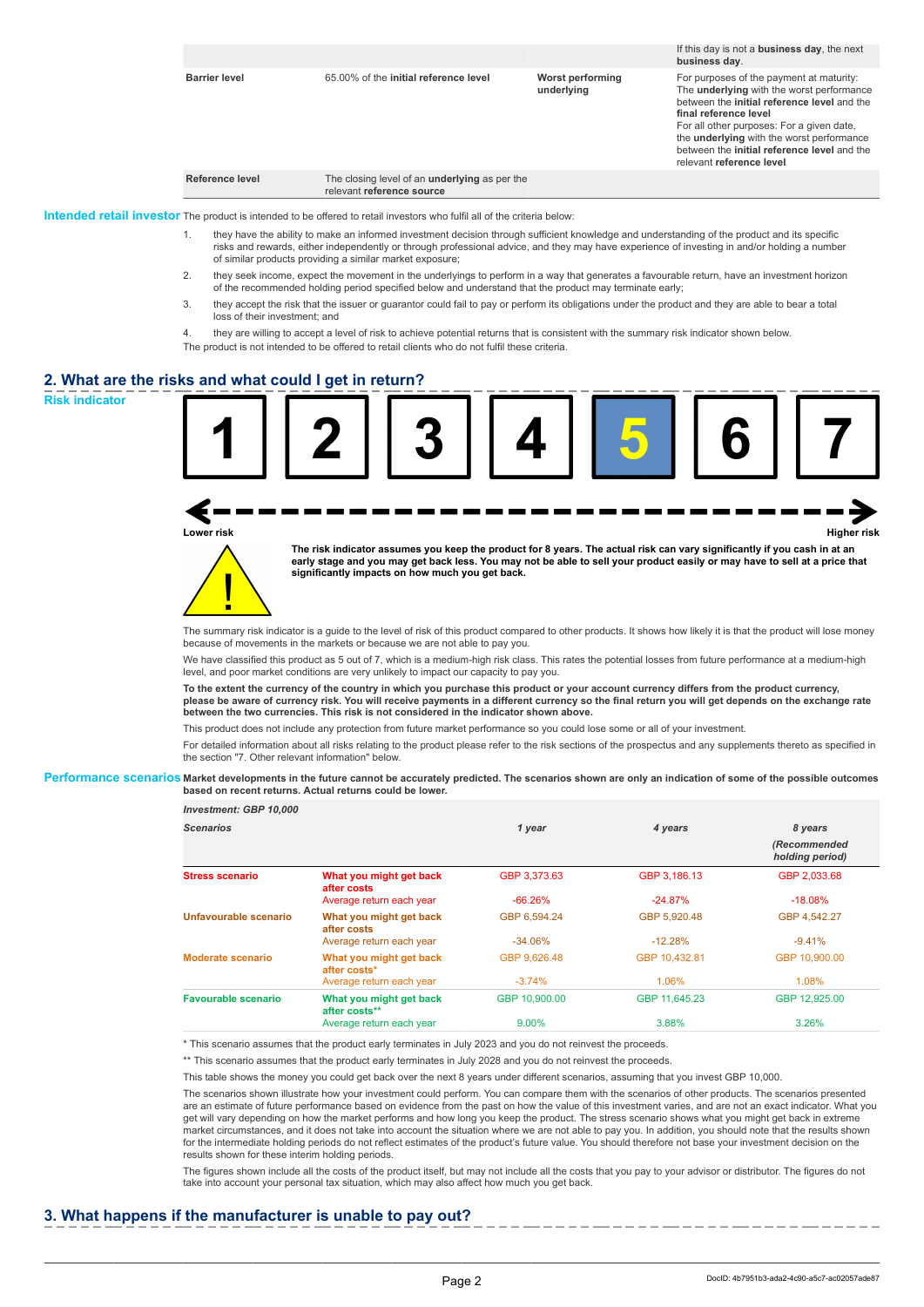| | | | |
|---|---|---|---|
| | | | If this day is not a **business day**, the next **business day**. |
| **Barrier level** | 65.00% of the **initial reference level** | **Worst performing underlying** | For purposes of the payment at maturity: The **underlying** with the worst performance between the **initial reference level** and the **final reference level**<br>For all other purposes: For a given date, the **underlying** with the worst performance between the **initial reference level** and the relevant **reference level** |
| **Reference level** | The closing level of an **underlying** as per the relevant **reference source** | | |

**Intended retail investor** The product is intended to be offered to retail investors who fulfil all of the criteria below:

1. they have the ability to make an informed investment decision through sufficient knowledge and understanding of the product and its specific risks and rewards, either independently or through professional advice, and they may have experience of investing in and/or holding a number of similar products providing a similar market exposure;
2. they seek income, expect the movement in the underlyings to perform in a way that generates a favourable return, have an investment horizon of the recommended holding period specified below and understand that the product may terminate early;
3. they accept the risk that the issuer or guarantor could fail to pay or perform its obligations under the product and they are able to bear a total loss of their investment; and
4. they are willing to accept a level of risk to achieve potential returns that is consistent with the summary risk indicator shown below.

The product is not intended to be offered to retail clients who do not fulfil these criteria.

## 2. What are the risks and what could I get in return?

**Risk indicator**

1 | 2 | 3 | 4 | **5** | 6 | 7

Lower risk ← → Higher risk

**The risk indicator assumes you keep the product for 8 years. The actual risk can vary significantly if you cash in at an early stage and you may get back less. You may not be able to sell your product easily or may have to sell at a price that significantly impacts on how much you get back.**

The summary risk indicator is a guide to the level of risk of this product compared to other products. It shows how likely it is that the product will lose money because of movements in the markets or because we are not able to pay you.

We have classified this product as 5 out of 7, which is a medium-high risk class. This rates the potential losses from future performance at a medium-high level, and poor market conditions are very unlikely to impact our capacity to pay you.

**To the extent the currency of the country in which you purchase this product or your account currency differs from the product currency, please be aware of currency risk. You will receive payments in a different currency so the final return you will get depends on the exchange rate between the two currencies. This risk is not considered in the indicator shown above.**

This product does not include any protection from future market performance so you could lose some or all of your investment.

For detailed information about all risks relating to the product please refer to the risk sections of the prospectus and any supplements thereto as specified in the section "7. Other relevant information" below.

**Performance scenarios** **Market developments in the future cannot be accurately predicted. The scenarios shown are only an indication of some of the possible outcomes based on recent returns. Actual returns could be lower.**

| ***Investment: GBP 10,000*** | | | | |
|---|---|---|---|---|
| ***Scenarios*** | | ***1 year*** | ***4 years*** | ***8 years*** ***(Recommended holding period)*** |
| **Stress scenario** | **What you might get back after costs** | GBP 3,373.63 | GBP 3,186.13 | GBP 2,033.68 |
| | Average return each year | -66.26% | -24.87% | -18.08% |
| **Unfavourable scenario** | **What you might get back after costs** | GBP 6,594.24 | GBP 5,920.48 | GBP 4,542.27 |
| | Average return each year | -34.06% | -12.28% | -9.41% |
| **Moderate scenario** | **What you might get back after costs*** | GBP 9,626.48 | GBP 10,432.81 | GBP 10,900.00 |
| | Average return each year | -3.74% | 1.06% | 1.08% |
| **Favourable scenario** | **What you might get back after costs**** | GBP 10,900.00 | GBP 11,645.23 | GBP 12,925.00 |
| | Average return each year | 9.00% | 3.88% | 3.26% |

* This scenario assumes that the product early terminates in July 2023 and you do not reinvest the proceeds.

** This scenario assumes that the product early terminates in July 2028 and you do not reinvest the proceeds.

This table shows the money you could get back over the next 8 years under different scenarios, assuming that you invest GBP 10,000.

The scenarios shown illustrate how your investment could perform. You can compare them with the scenarios of other products. The scenarios presented are an estimate of future performance based on evidence from the past on how the value of this investment varies, and are not an exact indicator. What you get will vary depending on how the market performs and how long you keep the product. The stress scenario shows what you might get back in extreme market circumstances, and it does not take into account the situation where we are not able to pay you. In addition, you should note that the results shown for the intermediate holding periods do not reflect estimates of the product's future value. You should therefore not base your investment decision on the results shown for these interim holding periods.

The figures shown include all the costs of the product itself, but may not include all the costs that you pay to your advisor or distributor. The figures do not take into account your personal tax situation, which may also affect how much you get back.

## 3. What happens if the manufacturer is unable to pay out?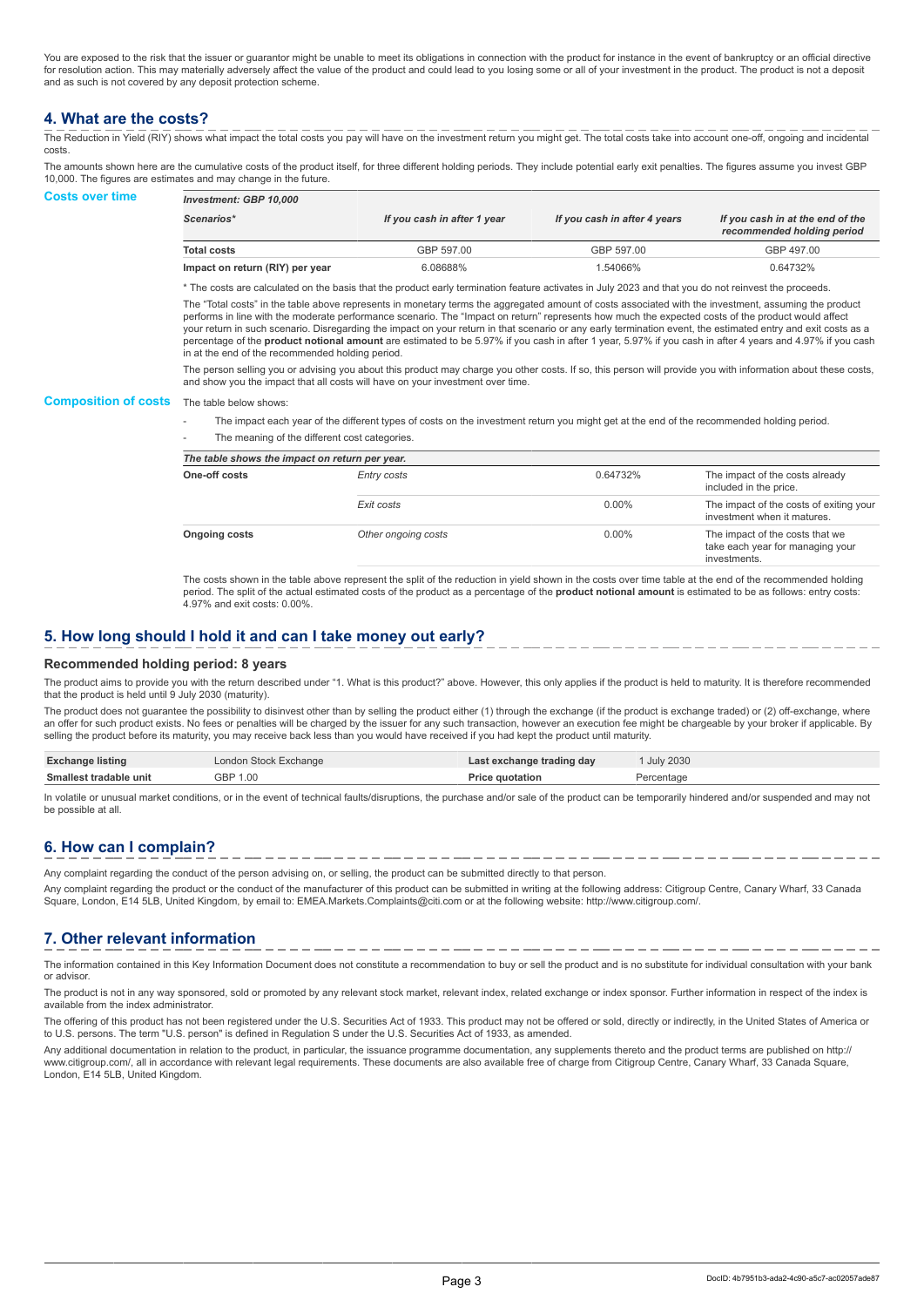You are exposed to the risk that the issuer or guarantor might be unable to meet its obligations in connection with the product for instance in the event of bankruptcy or an official directive for resolution action. This may materially adversely affect the value of the product and could lead to you losing some or all of your investment in the product. The product is not a deposit and as such is not covered by any deposit protection scheme.

## 4. What are the costs?

The Reduction in Yield (RIY) shows what impact the total costs you pay will have on the investment return you might get. The total costs take into account one-off, ongoing and incidental costs.

The amounts shown here are the cumulative costs of the product itself, for three different holding periods. They include potential early exit penalties. The figures assume you invest GBP 10,000. The figures are estimates and may change in the future.

### Costs over time

| *Investment: GBP 10,000* | | | |
|---|---|---|---|
| *Scenarios\** | *If you cash in after 1 year* | *If you cash in after 4 years* | *If you cash in at the end of the recommended holding period* |
| **Total costs** | GBP 597.00 | GBP 597.00 | GBP 497.00 |
| **Impact on return (RIY) per year** | 6.08688% | 1.54066% | 0.64732% |

\* The costs are calculated on the basis that the product early termination feature activates in July 2023 and that you do not reinvest the proceeds.

The "Total costs" in the table above represents in monetary terms the aggregated amount of costs associated with the investment, assuming the product performs in line with the moderate performance scenario. The "Impact on return" represents how much the expected costs of the product would affect your return in such scenario. Disregarding the impact on your return in that scenario or any early termination event, the estimated entry and exit costs as a percentage of the **product notional amount** are estimated to be 5.97% if you cash in after 1 year, 5.97% if you cash in after 4 years and 4.97% if you cash in at the end of the recommended holding period.

The person selling you or advising you about this product may charge you other costs. If so, this person will provide you with information about these costs, and show you the impact that all costs will have on your investment over time.

### Composition of costs

The table below shows:

- The impact each year of the different types of costs on the investment return you might get at the end of the recommended holding period.
- The meaning of the different cost categories.

| *The table shows the impact on return per year.* | | | |
|---|---|---|---|
| **One-off costs** | *Entry costs* | 0.64732% | The impact of the costs already included in the price. |
| | *Exit costs* | 0.00% | The impact of the costs of exiting your investment when it matures. |
| **Ongoing costs** | *Other ongoing costs* | 0.00% | The impact of the costs that we take each year for managing your investments. |

The costs shown in the table above represent the split of the reduction in yield shown in the costs over time table at the end of the recommended holding period. The split of the actual estimated costs of the product as a percentage of the **product notional amount** is estimated to be as follows: entry costs: 4.97% and exit costs: 0.00%.

## 5. How long should I hold it and can I take money out early?

### Recommended holding period: 8 years

The product aims to provide you with the return described under "1. What is this product?" above. However, this only applies if the product is held to maturity. It is therefore recommended that the product is held until 9 July 2030 (maturity).

The product does not guarantee the possibility to disinvest other than by selling the product either (1) through the exchange (if the product is exchange traded) or (2) off-exchange, where an offer for such product exists. No fees or penalties will be charged by the issuer for any such transaction, however an execution fee might be chargeable by your broker if applicable. By selling the product before its maturity, you may receive back less than you would have received if you had kept the product until maturity.

| | | | |
|---|---|---|---|
| **Exchange listing** | London Stock Exchange | **Last exchange trading day** | 1 July 2030 |
| **Smallest tradable unit** | GBP 1.00 | **Price quotation** | Percentage |

In volatile or unusual market conditions, or in the event of technical faults/disruptions, the purchase and/or sale of the product can be temporarily hindered and/or suspended and may not be possible at all.

## 6. How can I complain?

Any complaint regarding the conduct of the person advising on, or selling, the product can be submitted directly to that person.

Any complaint regarding the product or the conduct of the manufacturer of this product can be submitted in writing at the following address: Citigroup Centre, Canary Wharf, 33 Canada Square, London, E14 5LB, United Kingdom, by email to: EMEA.Markets.Complaints@citi.com or at the following website: http://www.citigroup.com/.

## 7. Other relevant information

The information contained in this Key Information Document does not constitute a recommendation to buy or sell the product and is no substitute for individual consultation with your bank or advisor.

The product is not in any way sponsored, sold or promoted by any relevant stock market, relevant index, related exchange or index sponsor. Further information in respect of the index is available from the index administrator.

The offering of this product has not been registered under the U.S. Securities Act of 1933. This product may not be offered or sold, directly or indirectly, in the United States of America or to U.S. persons. The term "U.S. person" is defined in Regulation S under the U.S. Securities Act of 1933, as amended.

Any additional documentation in relation to the product, in particular, the issuance programme documentation, any supplements thereto and the product terms are published on http://www.citigroup.com/, all in accordance with relevant legal requirements. These documents are also available free of charge from Citigroup Centre, Canary Wharf, 33 Canada Square, London, E14 5LB, United Kingdom.